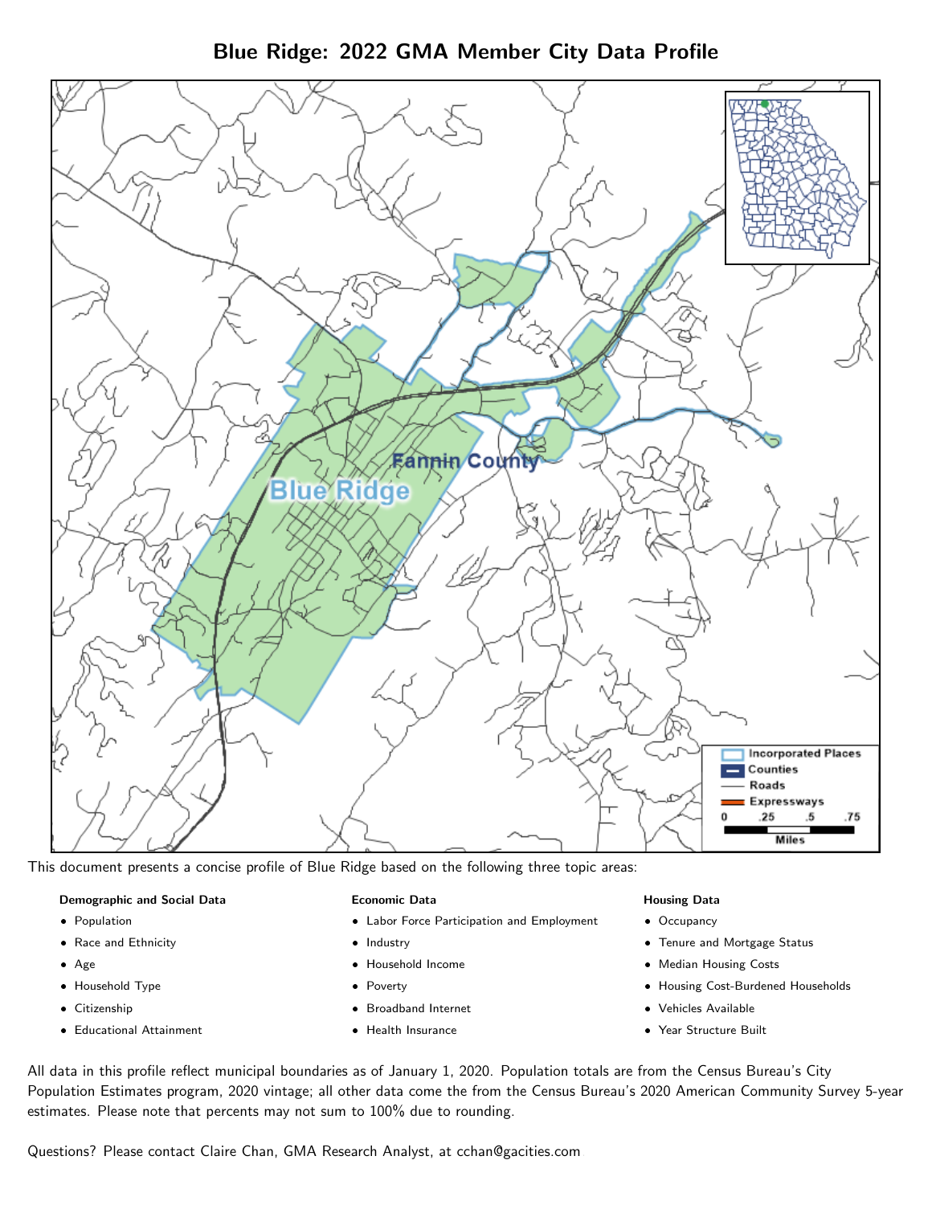# Blue Ridge: 2022 GMA Member City Data Profile

This document presents a concise profile of Blue Ridge based on the following three topic areas:

**Demographic and Social Data**

- Population
- Race and Ethnicity
- Age
- Household Type
- Citizenship
- Educational Attainment

**Economic Data**

- Labor Force Participation and Employment
- Industry
- Household Income
- Poverty
- Broadband Internet
- Health Insurance

**Housing Data**

- Occupancy
- Tenure and Mortgage Status
- Median Housing Costs
- Housing Cost-Burdened Households
- Vehicles Available
- Year Structure Built

All data in this profile reflect municipal boundaries as of January 1, 2020. Population totals are from the Census Bureau's City Population Estimates program, 2020 vintage; all other data come the from the Census Bureau's 2020 American Community Survey 5-year estimates. Please note that percents may not sum to 100% due to rounding.

Questions? Please contact Claire Chan, GMA Research Analyst, at cchan@gacities.com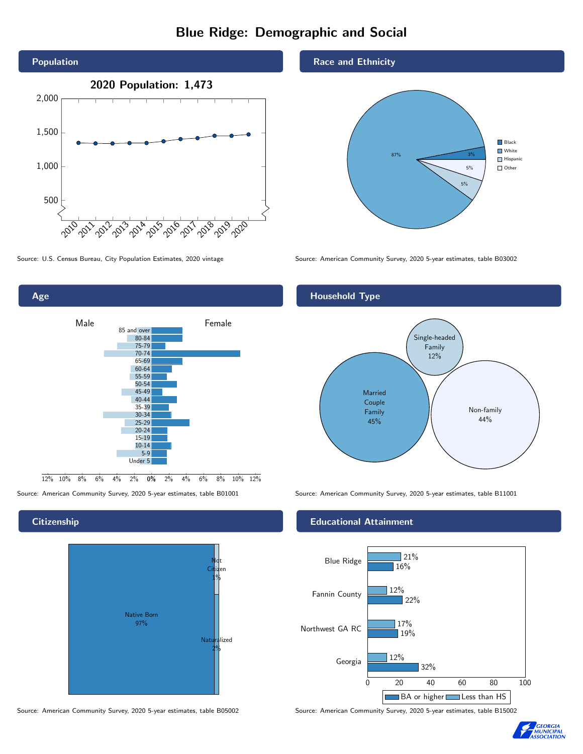# Blue Ridge: Demographic and Social

## Population

**2020 Population: 1,473**

Source: U.S. Census Bureau, City Population Estimates, 2020 vintage

## Race and Ethnicity

| Group | Percent |
| --- | --- |
| Black | 3% |
| White | 87% |
| Hispanic | 5% |
| Other | 5% |

Source: American Community Survey, 2020 5-year estimates, table B03002

## Age

Source: American Community Survey, 2020 5-year estimates, table B01001

## Household Type

| Type | Percent |
| --- | --- |
| Married Couple Family | 45% |
| Single-headed Family | 12% |
| Non-family | 44% |

Source: American Community Survey, 2020 5-year estimates, table B11001

## Citizenship

| Status | Percent |
| --- | --- |
| Native Born | 97% |
| Not Citizen | 1% |
| Naturalized | 2% |

Source: American Community Survey, 2020 5-year estimates, table B05002

## Educational Attainment

| Area | Less than HS | BA or higher |
| --- | --- | --- |
| Blue Ridge | 21% | 16% |
| Fannin County | 12% | 22% |
| Northwest GA RC | 17% | 19% |
| Georgia | 12% | 32% |

Source: American Community Survey, 2020 5-year estimates, table B15002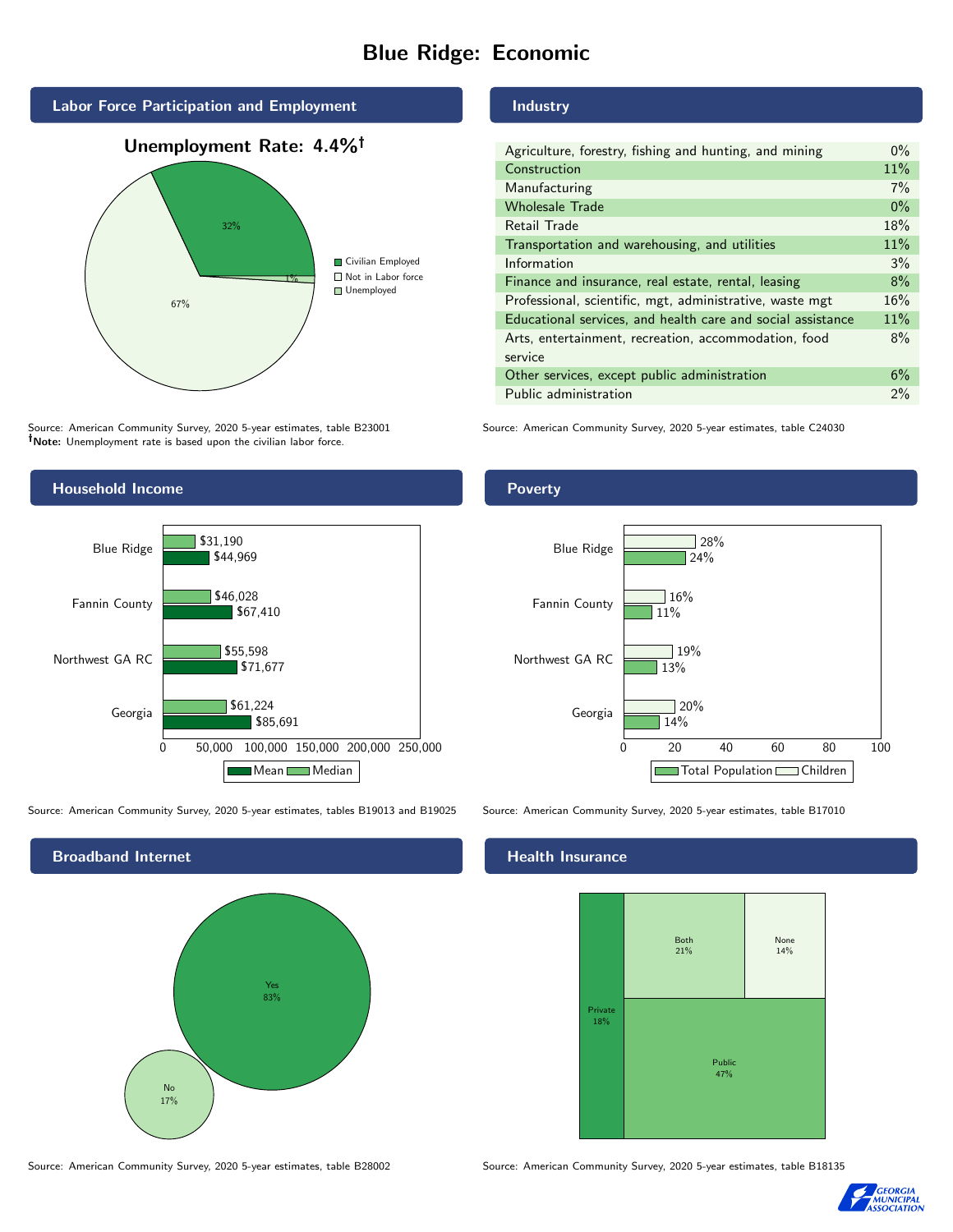# Blue Ridge: Economic

## Labor Force Participation and Employment

**Unemployment Rate: 4.4%†**

| Category | Percent |
|---|---|
| Civilian Employed | 32% |
| Not in Labor force | 67% |
| Unemployed | 1% |

Source: American Community Survey, 2020 5-year estimates, table B23001
**†Note:** Unemployment rate is based upon the civilian labor force.

## Industry

| Industry | Percent |
|---|---|
| Agriculture, forestry, fishing and hunting, and mining | 0% |
| Construction | 11% |
| Manufacturing | 7% |
| Wholesale Trade | 0% |
| Retail Trade | 18% |
| Transportation and warehousing, and utilities | 11% |
| Information | 3% |
| Finance and insurance, real estate, rental, leasing | 8% |
| Professional, scientific, mgt, administrative, waste mgt | 16% |
| Educational services, and health care and social assistance | 11% |
| Arts, entertainment, recreation, accommodation, food service | 8% |
| Other services, except public administration | 6% |
| Public administration | 2% |

Source: American Community Survey, 2020 5-year estimates, table C24030

## Household Income

| | Median | Mean |
|---|---|---|
| Blue Ridge | $31,190 | $44,969 |
| Fannin County | $46,028 | $67,410 |
| Northwest GA RC | $55,598 | $71,677 |
| Georgia | $61,224 | $85,691 |

Source: American Community Survey, 2020 5-year estimates, tables B19013 and B19025

## Poverty

| | Children | Total Population |
|---|---|---|
| Blue Ridge | 28% | 24% |
| Fannin County | 16% | 11% |
| Northwest GA RC | 19% | 13% |
| Georgia | 20% | 14% |

Source: American Community Survey, 2020 5-year estimates, table B17010

## Broadband Internet

| | Percent |
|---|---|
| Yes | 83% |
| No | 17% |

Source: American Community Survey, 2020 5-year estimates, table B28002

## Health Insurance

| | Percent |
|---|---|
| Private | 18% |
| Both | 21% |
| None | 14% |
| Public | 47% |

Source: American Community Survey, 2020 5-year estimates, table B18135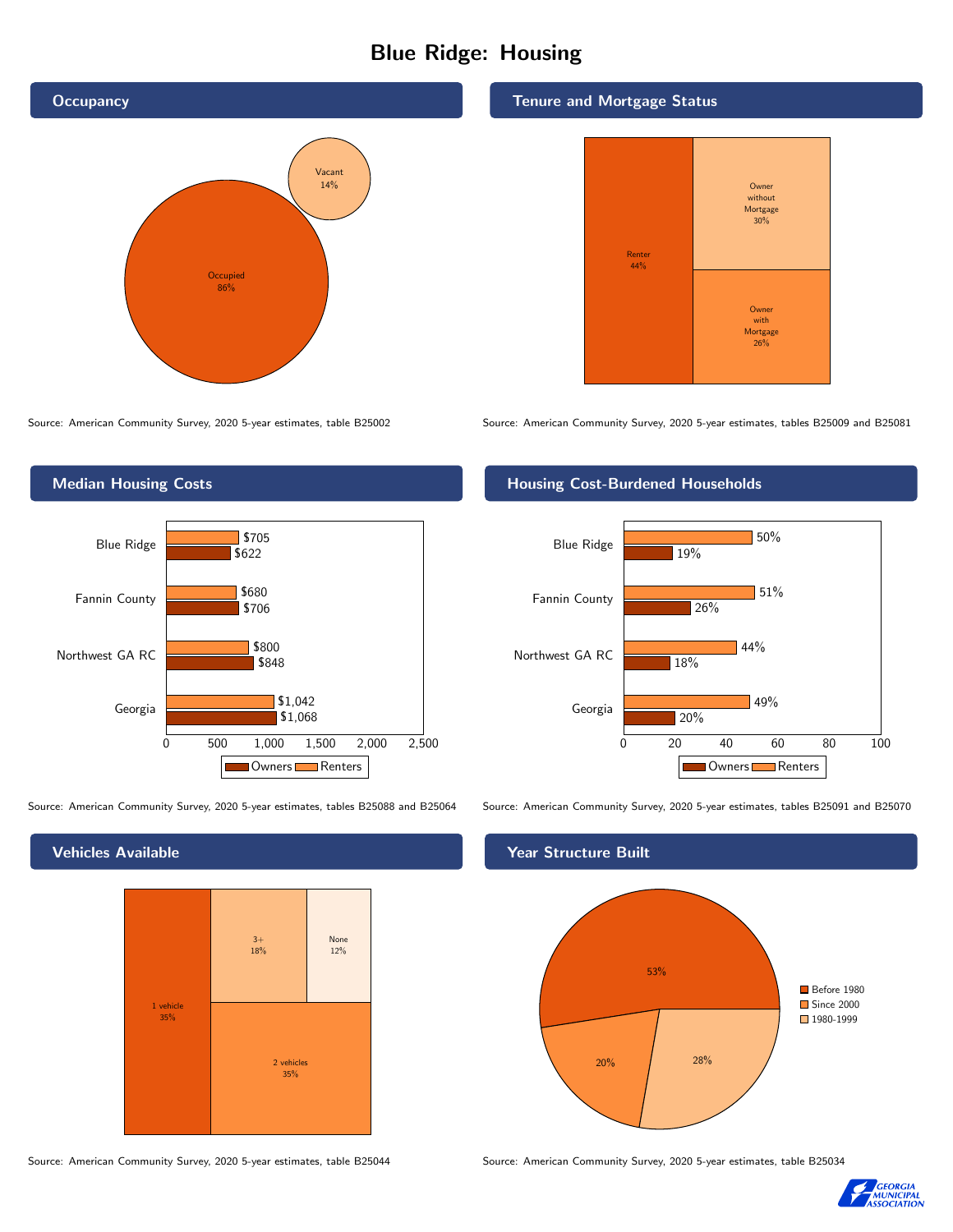# Blue Ridge: Housing

## Occupancy

Vacant
14%

Occupied
86%

Source: American Community Survey, 2020 5-year estimates, table B25002

## Tenure and Mortgage Status

Renter
44%

Owner
without
Mortgage
30%

Owner
with
Mortgage
26%

Source: American Community Survey, 2020 5-year estimates, tables B25009 and B25081

## Median Housing Costs

Blue Ridge
$705
$622

Fannin County
$680
$706

Northwest GA RC
$800
$848

Georgia
$1,042
$1,068

0 500 1,000 1,500 2,000 2,500

Owners Renters

Source: American Community Survey, 2020 5-year estimates, tables B25088 and B25064

## Housing Cost-Burdened Households

Blue Ridge
50%
19%

Fannin County
51%
26%

Northwest GA RC
44%
18%

Georgia
49%
20%

0 20 40 60 80 100

Owners Renters

Source: American Community Survey, 2020 5-year estimates, tables B25091 and B25070

## Vehicles Available

1 vehicle
35%

3+
18%

None
12%

2 vehicles
35%

Source: American Community Survey, 2020 5-year estimates, table B25044

## Year Structure Built

53%

20%

28%

Before 1980
Since 2000
1980-1999

Source: American Community Survey, 2020 5-year estimates, table B25034